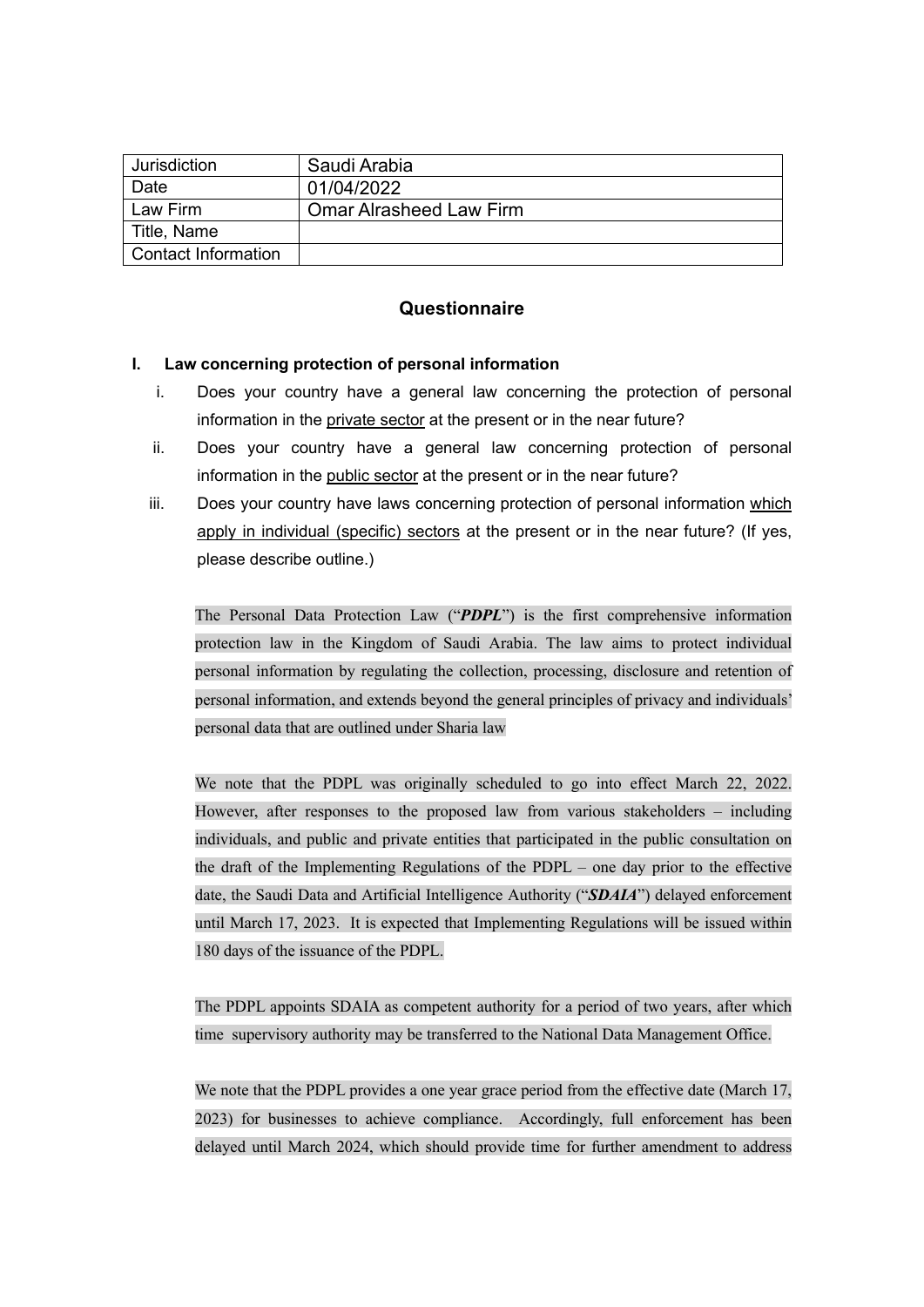| Jurisdiction | Saudi Arabia |
|---|---|
| Date | 01/04/2022 |
| Law Firm | Omar Alrasheed Law Firm |
| Title, Name | |
| Contact Information | |

## Questionnaire

### I. Law concerning protection of personal information

i. Does your country have a general law concerning the protection of personal information in the private sector at the present or in the near future?

ii. Does your country have a general law concerning protection of personal information in the public sector at the present or in the near future?

iii. Does your country have laws concerning protection of personal information which apply in individual (specific) sectors at the present or in the near future? (If yes, please describe outline.)

The Personal Data Protection Law ("***PDPL***") is the first comprehensive information protection law in the Kingdom of Saudi Arabia. The law aims to protect individual personal information by regulating the collection, processing, disclosure and retention of personal information, and extends beyond the general principles of privacy and individuals' personal data that are outlined under Sharia law

We note that the PDPL was originally scheduled to go into effect March 22, 2022. However, after responses to the proposed law from various stakeholders – including individuals, and public and private entities that participated in the public consultation on the draft of the Implementing Regulations of the PDPL – one day prior to the effective date, the Saudi Data and Artificial Intelligence Authority ("***SDAIA***") delayed enforcement until March 17, 2023. It is expected that Implementing Regulations will be issued within 180 days of the issuance of the PDPL.

The PDPL appoints SDAIA as competent authority for a period of two years, after which time supervisory authority may be transferred to the National Data Management Office.

We note that the PDPL provides a one year grace period from the effective date (March 17, 2023) for businesses to achieve compliance. Accordingly, full enforcement has been delayed until March 2024, which should provide time for further amendment to address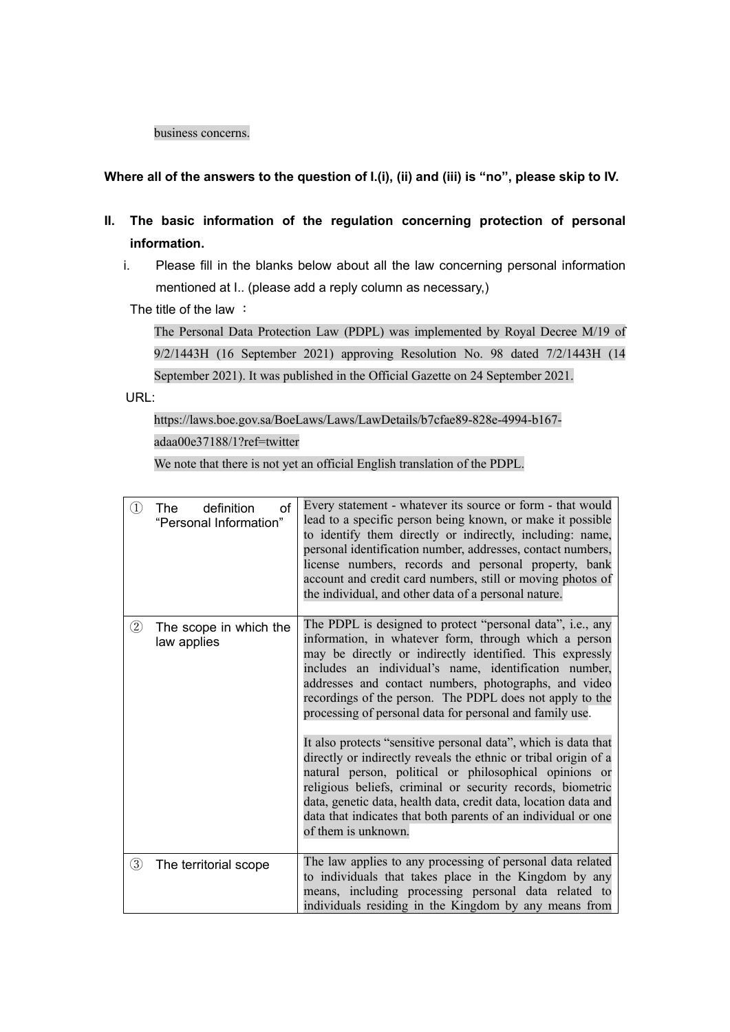business concerns.

**Where all of the answers to the question of I.(i), (ii) and (iii) is "no", please skip to IV.**

## II. The basic information of the regulation concerning protection of personal information.

i. Please fill in the blanks below about all the law concerning personal information mentioned at I.. (please add a reply column as necessary,)

The title of the law ：

The Personal Data Protection Law (PDPL) was implemented by Royal Decree M/19 of 9/2/1443H (16 September 2021) approving Resolution No. 98 dated 7/2/1443H (14 September 2021). It was published in the Official Gazette on 24 September 2021.

URL:

https://laws.boe.gov.sa/BoeLaws/Laws/LawDetails/b7cfae89-828e-4994-b167-adaa00e37188/1?ref=twitter

We note that there is not yet an official English translation of the PDPL.

| | |
|---|---|
| ① The definition of "Personal Information" | Every statement - whatever its source or form - that would lead to a specific person being known, or make it possible to identify them directly or indirectly, including: name, personal identification number, addresses, contact numbers, license numbers, records and personal property, bank account and credit card numbers, still or moving photos of the individual, and other data of a personal nature. |
| ② The scope in which the law applies | The PDPL is designed to protect "personal data", i.e., any information, in whatever form, through which a person may be directly or indirectly identified. This expressly includes an individual's name, identification number, addresses and contact numbers, photographs, and video recordings of the person. The PDPL does not apply to the processing of personal data for personal and family use.<br><br>It also protects "sensitive personal data", which is data that directly or indirectly reveals the ethnic or tribal origin of a natural person, political or philosophical opinions or religious beliefs, criminal or security records, biometric data, genetic data, health data, credit data, location data and data that indicates that both parents of an individual or one of them is unknown. |
| ③ The territorial scope | The law applies to any processing of personal data related to individuals that takes place in the Kingdom by any means, including processing personal data related to individuals residing in the Kingdom by any means from |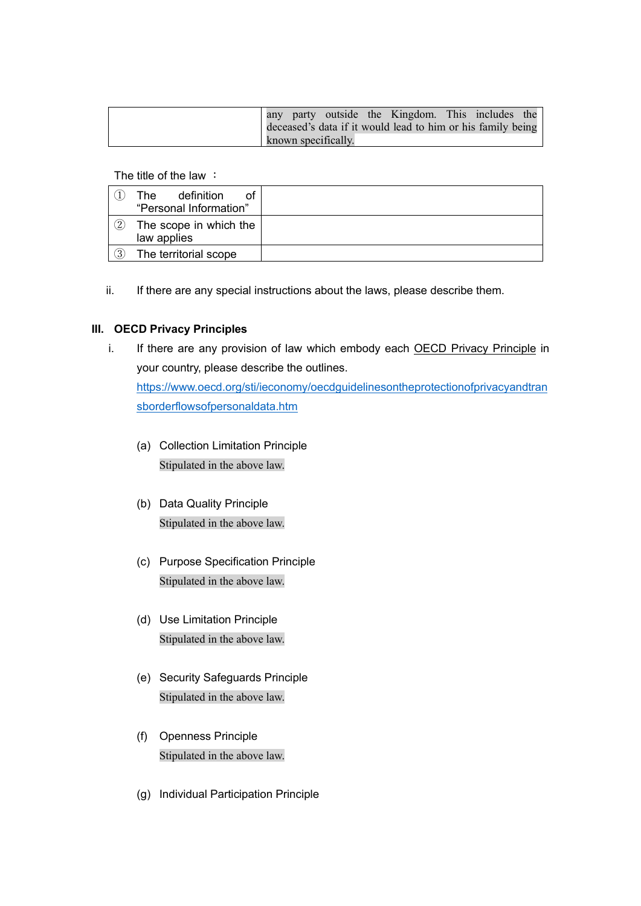| | any party outside the Kingdom. This includes the deceased's data if it would lead to him or his family being known specifically. |
|---|---|

The title of the law ：

| | |
|---|---|
| ① The definition of "Personal Information" | |
| ② The scope in which the law applies | |
| ③ The territorial scope | |

ii. If there are any special instructions about the laws, please describe them.

### III. OECD Privacy Principles

i. If there are any provision of law which embody each OECD Privacy Principle in your country, please describe the outlines.
https://www.oecd.org/sti/ieconomy/oecdguidelinesontheprotectionofprivacyandtransborderflowsofpersonaldata.htm

(a) Collection Limitation Principle

Stipulated in the above law.

(b) Data Quality Principle

Stipulated in the above law.

(c) Purpose Specification Principle

Stipulated in the above law.

(d) Use Limitation Principle

Stipulated in the above law.

(e) Security Safeguards Principle

Stipulated in the above law.

(f) Openness Principle

Stipulated in the above law.

(g) Individual Participation Principle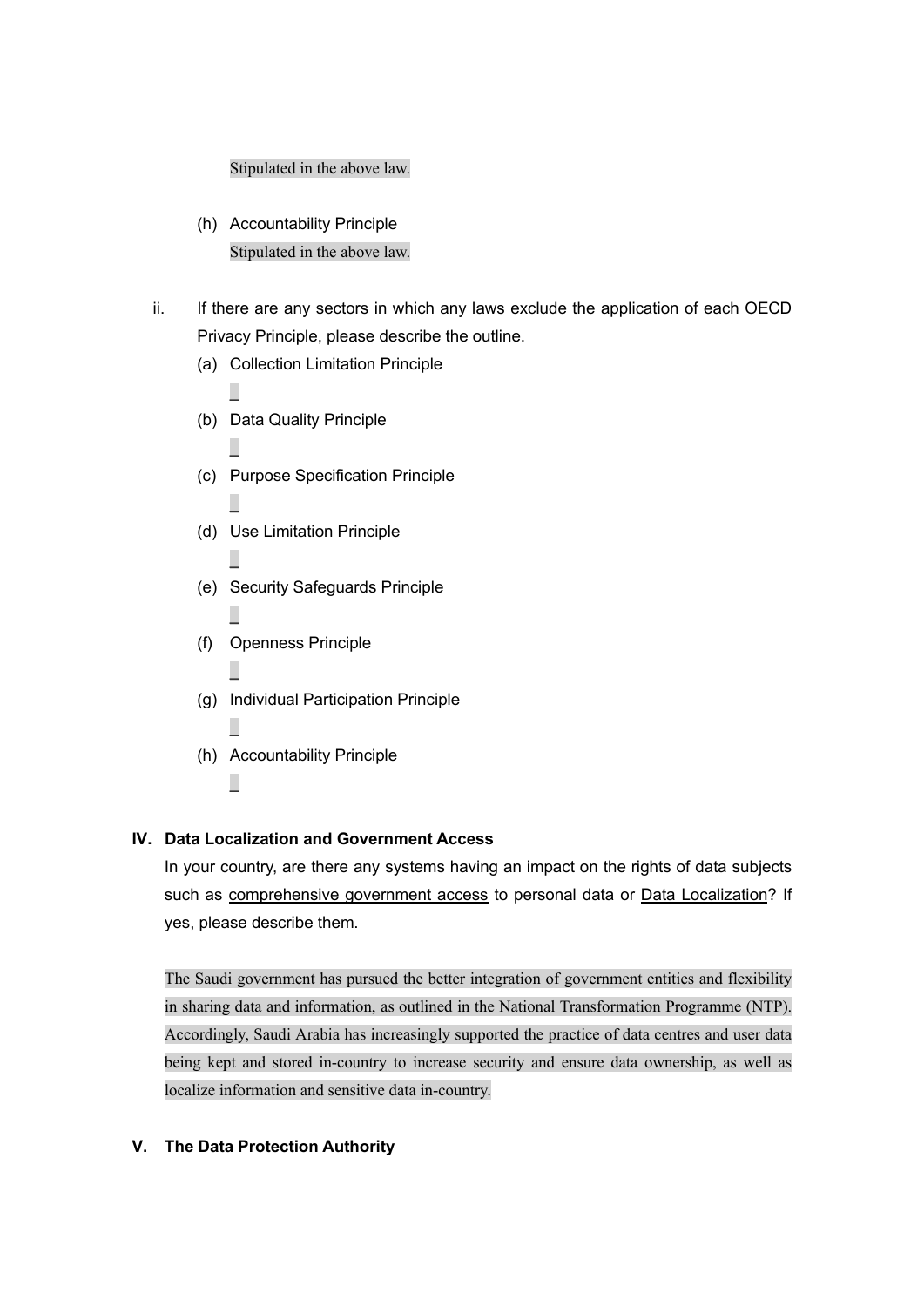Stipulated in the above law.

(h) Accountability Principle

Stipulated in the above law.

ii. If there are any sectors in which any laws exclude the application of each OECD Privacy Principle, please describe the outline.

(a) Collection Limitation Principle

_

(b) Data Quality Principle

_

(c) Purpose Specification Principle

_

(d) Use Limitation Principle

_

(e) Security Safeguards Principle

_

(f) Openness Principle

_

(g) Individual Participation Principle

_

(h) Accountability Principle

_

## IV. Data Localization and Government Access

In your country, are there any systems having an impact on the rights of data subjects such as <u>comprehensive government access</u> to personal data or <u>Data Localization</u>? If yes, please describe them.

The Saudi government has pursued the better integration of government entities and flexibility in sharing data and information, as outlined in the National Transformation Programme (NTP). Accordingly, Saudi Arabia has increasingly supported the practice of data centres and user data being kept and stored in-country to increase security and ensure data ownership, as well as localize information and sensitive data in-country.

## V. The Data Protection Authority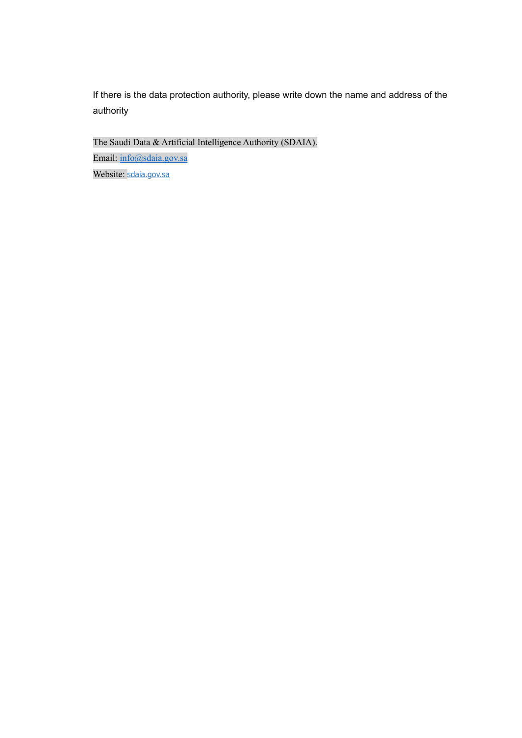If there is the data protection authority, please write down the name and address of the authority

The Saudi Data & Artificial Intelligence Authority (SDAIA).

Email: info@sdaia.gov.sa

Website: sdaia.gov.sa